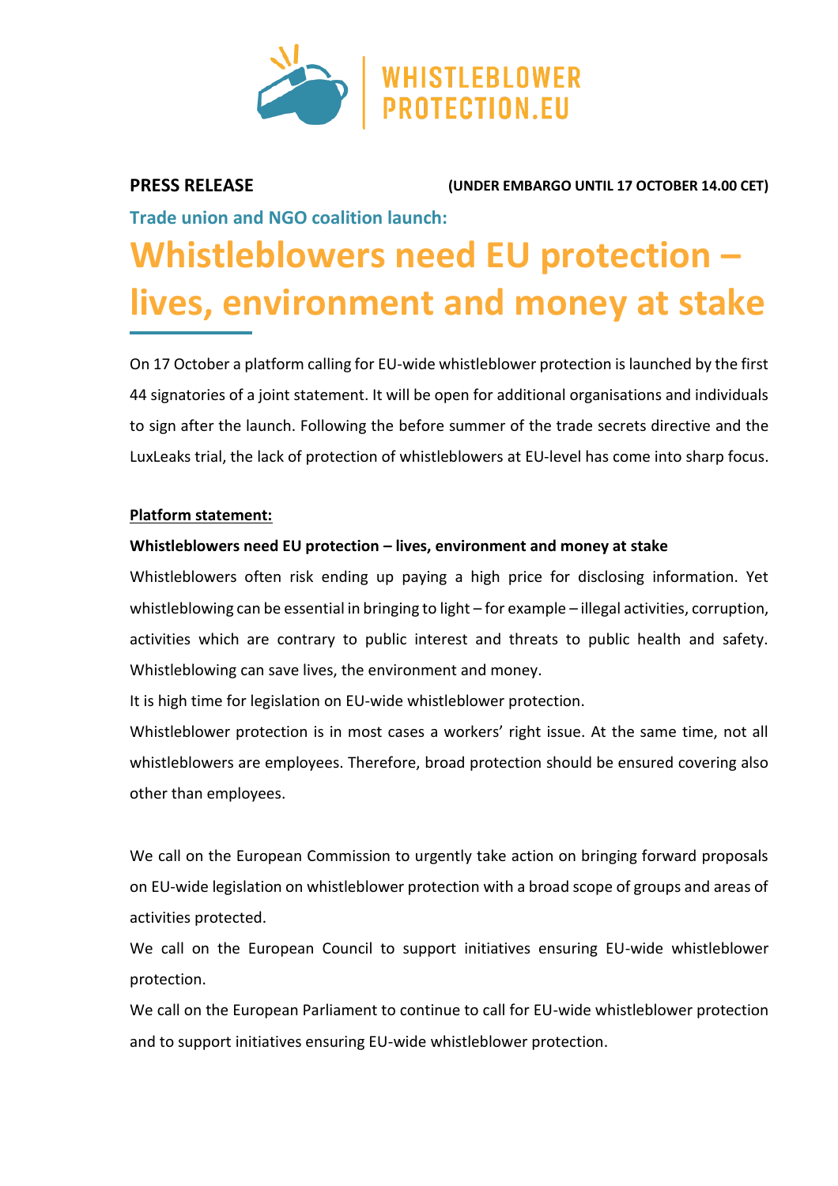WHISTLEBLOWER PROTECTION.EU

**PRESS RELEASE** **(UNDER EMBARGO UNTIL 17 OCTOBER 14.00 CET)**

### Trade union and NGO coalition launch:

# Whistleblowers need EU protection – lives, environment and money at stake

On 17 October a platform calling for EU-wide whistleblower protection is launched by the first 44 signatories of a joint statement. It will be open for additional organisations and individuals to sign after the launch. Following the before summer of the trade secrets directive and the LuxLeaks trial, the lack of protection of whistleblowers at EU-level has come into sharp focus.

**Platform statement:**

**Whistleblowers need EU protection – lives, environment and money at stake**

Whistleblowers often risk ending up paying a high price for disclosing information. Yet whistleblowing can be essential in bringing to light – for example – illegal activities, corruption, activities which are contrary to public interest and threats to public health and safety. Whistleblowing can save lives, the environment and money.

It is high time for legislation on EU-wide whistleblower protection.

Whistleblower protection is in most cases a workers' right issue. At the same time, not all whistleblowers are employees. Therefore, broad protection should be ensured covering also other than employees.

We call on the European Commission to urgently take action on bringing forward proposals on EU-wide legislation on whistleblower protection with a broad scope of groups and areas of activities protected.

We call on the European Council to support initiatives ensuring EU-wide whistleblower protection.

We call on the European Parliament to continue to call for EU-wide whistleblower protection and to support initiatives ensuring EU-wide whistleblower protection.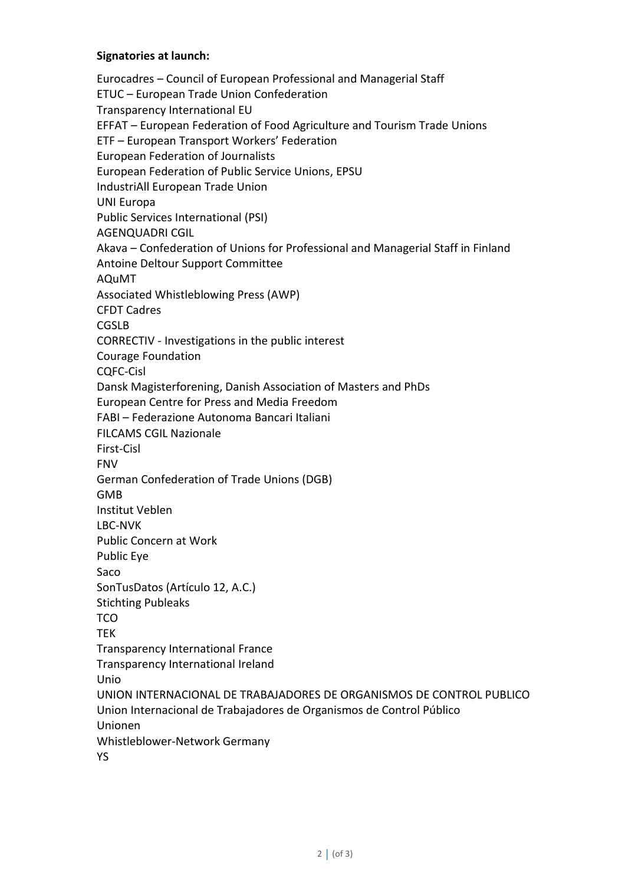**Signatories at launch:**

Eurocadres – Council of European Professional and Managerial Staff
ETUC – European Trade Union Confederation
Transparency International EU
EFFAT – European Federation of Food Agriculture and Tourism Trade Unions
ETF – European Transport Workers' Federation
European Federation of Journalists
European Federation of Public Service Unions, EPSU
IndustriAll European Trade Union
UNI Europa
Public Services International (PSI)
AGENQUADRI CGIL
Akava – Confederation of Unions for Professional and Managerial Staff in Finland
Antoine Deltour Support Committee
AQuMT
Associated Whistleblowing Press (AWP)
CFDT Cadres
CGSLB
CORRECTIV - Investigations in the public interest
Courage Foundation
CQFC-Cisl
Dansk Magisterforening, Danish Association of Masters and PhDs
European Centre for Press and Media Freedom
FABI – Federazione Autonoma Bancari Italiani
FILCAMS CGIL Nazionale
First-Cisl
FNV
German Confederation of Trade Unions (DGB)
GMB
Institut Veblen
LBC-NVK
Public Concern at Work
Public Eye
Saco
SonTusDatos (Artículo 12, A.C.)
Stichting Publeaks
TCO
TEK
Transparency International France
Transparency International Ireland
Unio
UNION INTERNACIONAL DE TRABAJADORES DE ORGANISMOS DE CONTROL PUBLICO
Union Internacional de Trabajadores de Organismos de Control Público
Unionen
Whistleblower-Network Germany
YS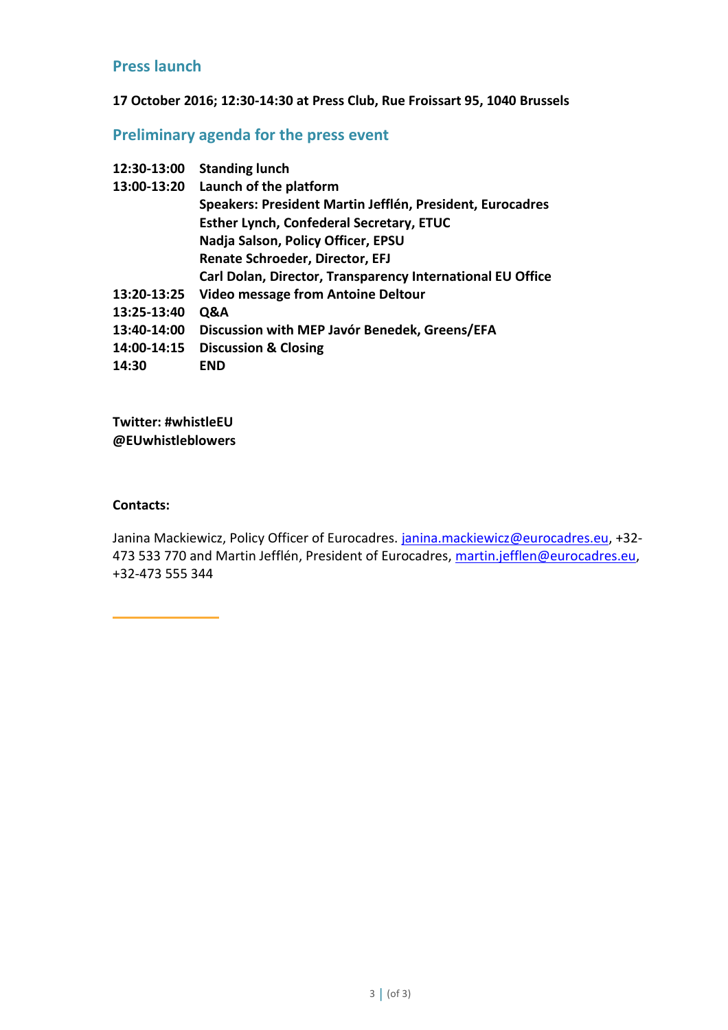## Press launch

**17 October 2016; 12:30-14:30 at Press Club, Rue Froissart 95, 1040 Brussels**

## Preliminary agenda for the press event

| | |
|---|---|
| **12:30-13:00** | **Standing lunch** |
| **13:00-13:20** | **Launch of the platform** |
| | **Speakers: President Martin Jefflén, President, Eurocadres** |
| | **Esther Lynch, Confederal Secretary, ETUC** |
| | **Nadja Salson, Policy Officer, EPSU** |
| | **Renate Schroeder, Director, EFJ** |
| | **Carl Dolan, Director, Transparency International EU Office** |
| **13:20-13:25** | **Video message from Antoine Deltour** |
| **13:25-13:40** | **Q&A** |
| **13:40-14:00** | **Discussion with MEP Javór Benedek, Greens/EFA** |
| **14:00-14:15** | **Discussion & Closing** |
| **14:30** | **END** |

**Twitter: #whistleEU**
**@EUwhistleblowers**

**Contacts:**

Janina Mackiewicz, Policy Officer of Eurocadres. janina.mackiewicz@eurocadres.eu, +32-473 533 770 and Martin Jefflén, President of Eurocadres, martin.jefflen@eurocadres.eu, +32-473 555 344